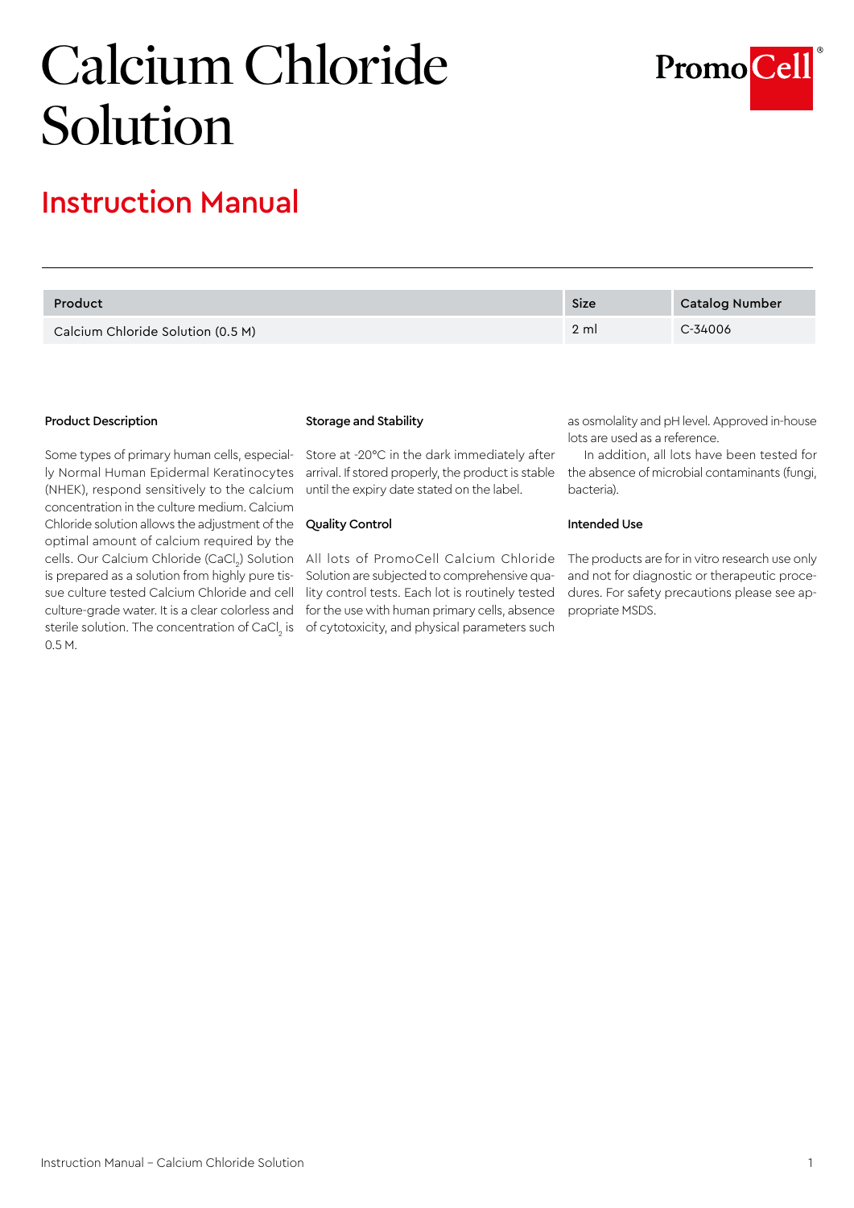# Calcium Chloride Solution

## Instruction Manual

| Product | Size | Catalog Number |
| --- | --- | --- |
| Calcium Chloride Solution (0.5 M) | 2 ml | C-34006 |

### Product Description

Some types of primary human cells, especially Normal Human Epidermal Keratinocytes (NHEK), respond sensitively to the calcium concentration in the culture medium. Calcium Chloride solution allows the adjustment of the optimal amount of calcium required by the cells. Our Calcium Chloride ($CaCl_2$) Solution is prepared as a solution from highly pure tissue culture tested Calcium Chloride and cell culture-grade water. It is a clear colorless and sterile solution. The concentration of $CaCl_2$ is 0.5 M.

### Storage and Stability

Store at -20°C in the dark immediately after arrival. If stored properly, the product is stable until the expiry date stated on the label.

### Quality Control

All lots of PromoCell Calcium Chloride Solution are subjected to comprehensive quality control tests. Each lot is routinely tested for the use with human primary cells, absence of cytotoxicity, and physical parameters such as osmolality and pH level. Approved in-house lots are used as a reference.

In addition, all lots have been tested for the absence of microbial contaminants (fungi, bacteria).

### Intended Use

The products are for in vitro research use only and not for diagnostic or therapeutic procedures. For safety precautions please see appropriate MSDS.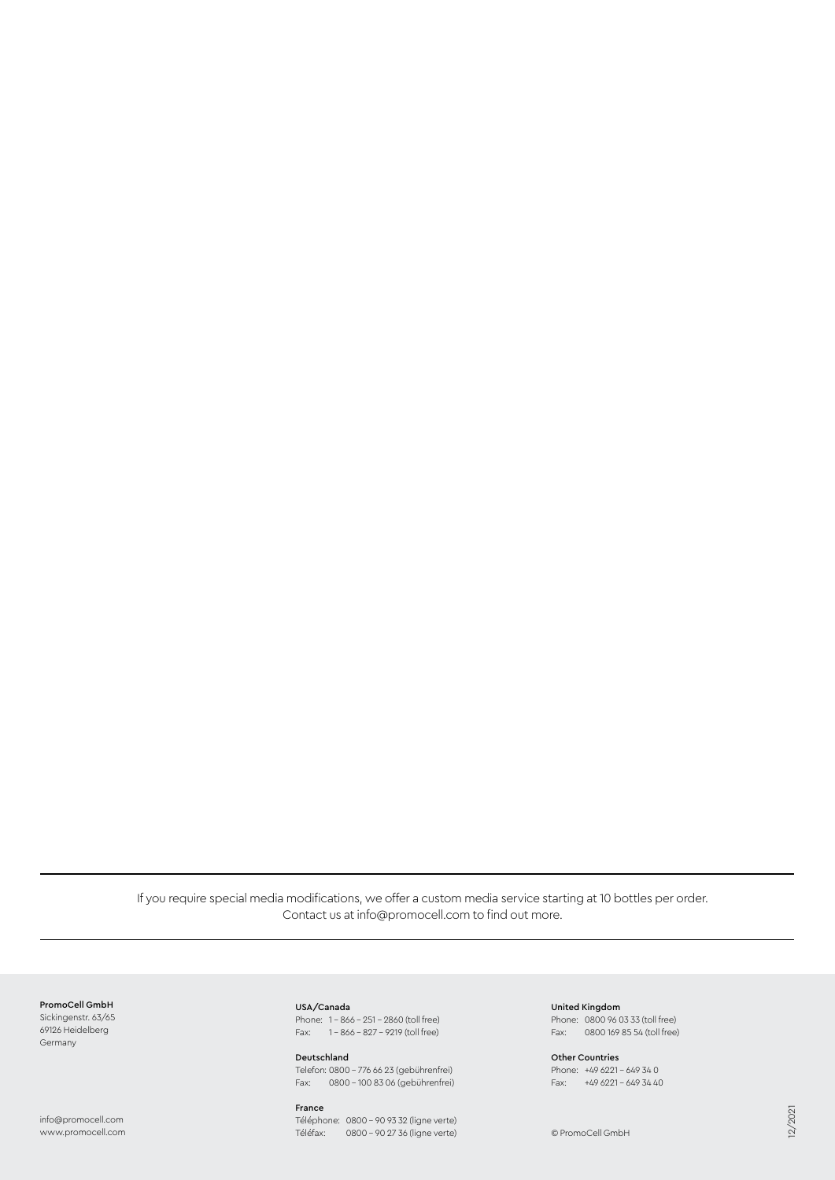If you require special media modifications, we offer a custom media service starting at 10 bottles per order.
Contact us at info@promocell.com to find out more.

**PromoCell GmbH**
Sickingenstr. 63/65
69126 Heidelberg
Germany

info@promocell.com
www.promocell.com

**USA/Canada**
Phone: 1 – 866 – 251 – 2860 (toll free)
Fax: 1 – 866 – 827 – 9219 (toll free)

**Deutschland**
Telefon: 0800 – 776 66 23 (gebührenfrei)
Fax: 0800 – 100 83 06 (gebührenfrei)

**France**
Téléphone: 0800 – 90 93 32 (ligne verte)
Téléfax: 0800 – 90 27 36 (ligne verte)

**United Kingdom**
Phone: 0800 96 03 33 (toll free)
Fax: 0800 169 85 54 (toll free)

**Other Countries**
Phone: +49 6221 – 649 34 0
Fax: +49 6221 – 649 34 40

© PromoCell GmbH

12/2021